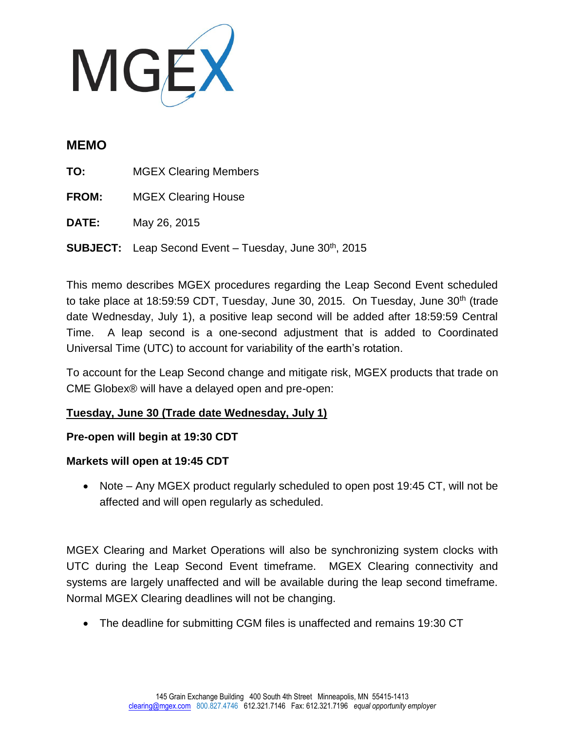MGEX

# MEMO

**TO:** MGEX Clearing Members

**FROM:** MGEX Clearing House

**DATE:** May 26, 2015

**SUBJECT:** Leap Second Event – Tuesday, June 30th, 2015

This memo describes MGEX procedures regarding the Leap Second Event scheduled to take place at 18:59:59 CDT, Tuesday, June 30, 2015. On Tuesday, June 30th (trade date Wednesday, July 1), a positive leap second will be added after 18:59:59 Central Time. A leap second is a one-second adjustment that is added to Coordinated Universal Time (UTC) to account for variability of the earth's rotation.

To account for the Leap Second change and mitigate risk, MGEX products that trade on CME Globex® will have a delayed open and pre-open:

**<u>Tuesday, June 30 (Trade date Wednesday, July 1)</u>**

**Pre-open will begin at 19:30 CDT**

**Markets will open at 19:45 CDT**

- Note – Any MGEX product regularly scheduled to open post 19:45 CT, will not be affected and will open regularly as scheduled.

MGEX Clearing and Market Operations will also be synchronizing system clocks with UTC during the Leap Second Event timeframe. MGEX Clearing connectivity and systems are largely unaffected and will be available during the leap second timeframe. Normal MGEX Clearing deadlines will not be changing.

- The deadline for submitting CGM files is unaffected and remains 19:30 CT

145 Grain Exchange Building 400 South 4th Street Minneapolis, MN 55415-1413
clearing@mgex.com 800.827.4746 612.321.7146 Fax: 612.321.7196 *equal opportunity employer*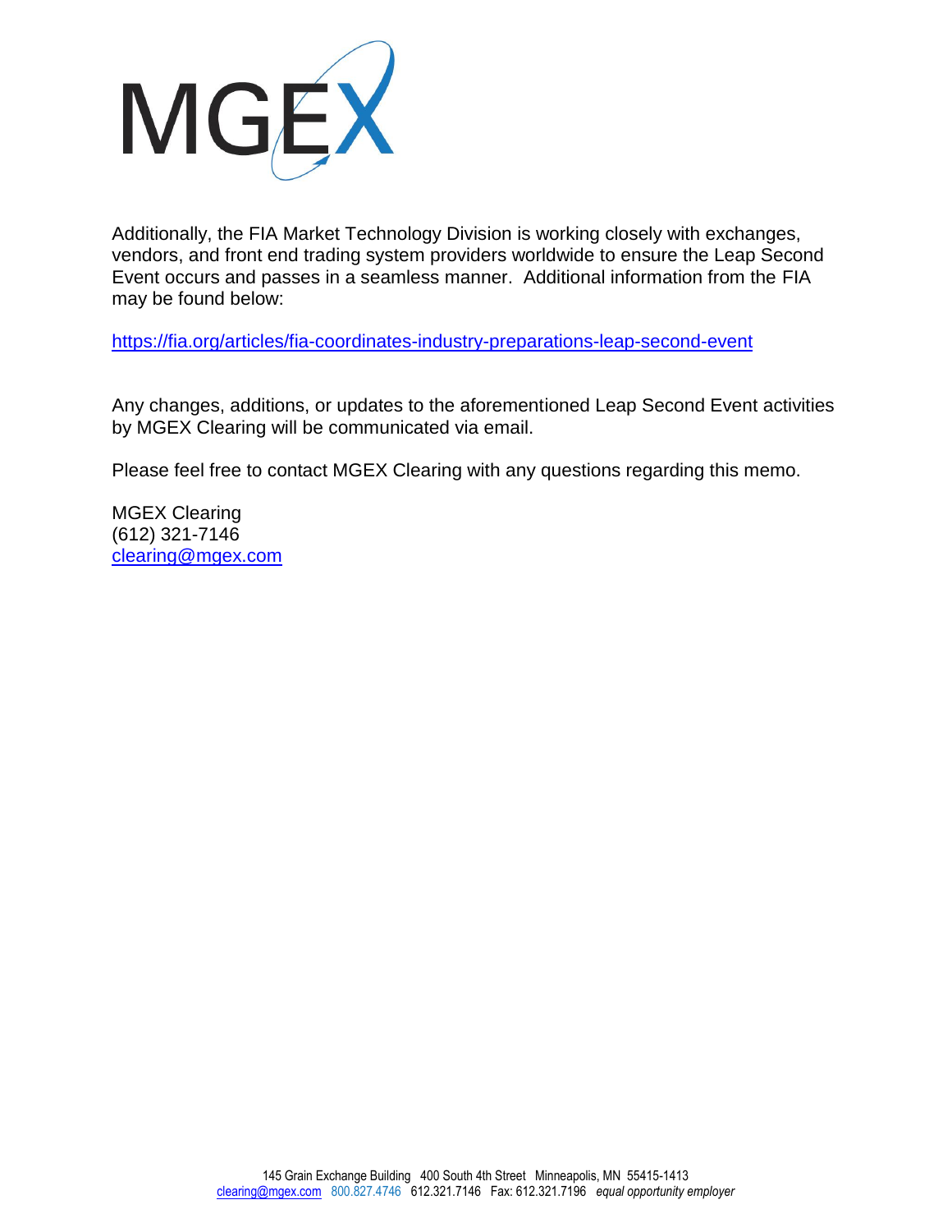Additionally, the FIA Market Technology Division is working closely with exchanges, vendors, and front end trading system providers worldwide to ensure the Leap Second Event occurs and passes in a seamless manner. Additional information from the FIA may be found below:

https://fia.org/articles/fia-coordinates-industry-preparations-leap-second-event

Any changes, additions, or updates to the aforementioned Leap Second Event activities by MGEX Clearing will be communicated via email.

Please feel free to contact MGEX Clearing with any questions regarding this memo.

MGEX Clearing
(612) 321-7146
clearing@mgex.com